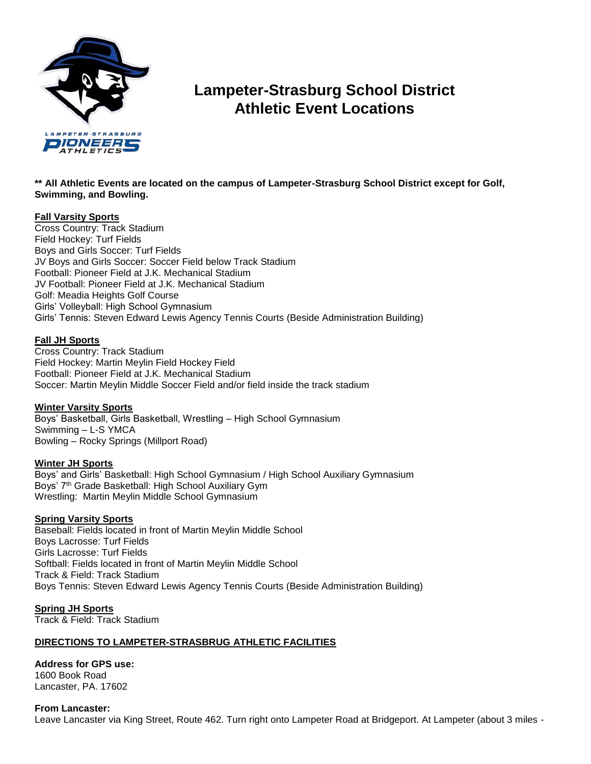# Lampeter-Strasburg School District
# Athletic Event Locations

**** All Athletic Events are located on the campus of Lampeter-Strasburg School District except for Golf, Swimming, and Bowling.**

**Fall Varsity Sports**

Cross Country: Track Stadium
Field Hockey: Turf Fields
Boys and Girls Soccer: Turf Fields
JV Boys and Girls Soccer: Soccer Field below Track Stadium
Football: Pioneer Field at J.K. Mechanical Stadium
JV Football: Pioneer Field at J.K. Mechanical Stadium
Golf: Meadia Heights Golf Course
Girls' Volleyball: High School Gymnasium
Girls' Tennis: Steven Edward Lewis Agency Tennis Courts (Beside Administration Building)

**Fall JH Sports**

Cross Country: Track Stadium
Field Hockey: Martin Meylin Field Hockey Field
Football: Pioneer Field at J.K. Mechanical Stadium
Soccer: Martin Meylin Middle Soccer Field and/or field inside the track stadium

**Winter Varsity Sports**

Boys' Basketball, Girls Basketball, Wrestling – High School Gymnasium
Swimming – L-S YMCA
Bowling – Rocky Springs (Millport Road)

**Winter JH Sports**

Boys' and Girls' Basketball: High School Gymnasium / High School Auxiliary Gymnasium
Boys' 7th Grade Basketball: High School Auxiliary Gym
Wrestling: Martin Meylin Middle School Gymnasium

**Spring Varsity Sports**

Baseball: Fields located in front of Martin Meylin Middle School
Boys Lacrosse: Turf Fields
Girls Lacrosse: Turf Fields
Softball: Fields located in front of Martin Meylin Middle School
Track & Field: Track Stadium
Boys Tennis: Steven Edward Lewis Agency Tennis Courts (Beside Administration Building)

**Spring JH Sports**

Track & Field: Track Stadium

**DIRECTIONS TO LAMPETER-STRASBRUG ATHLETIC FACILITIES**

**Address for GPS use:**
1600 Book Road
Lancaster, PA. 17602

**From Lancaster:**
Leave Lancaster via King Street, Route 462. Turn right onto Lampeter Road at Bridgeport. At Lampeter (about 3 miles -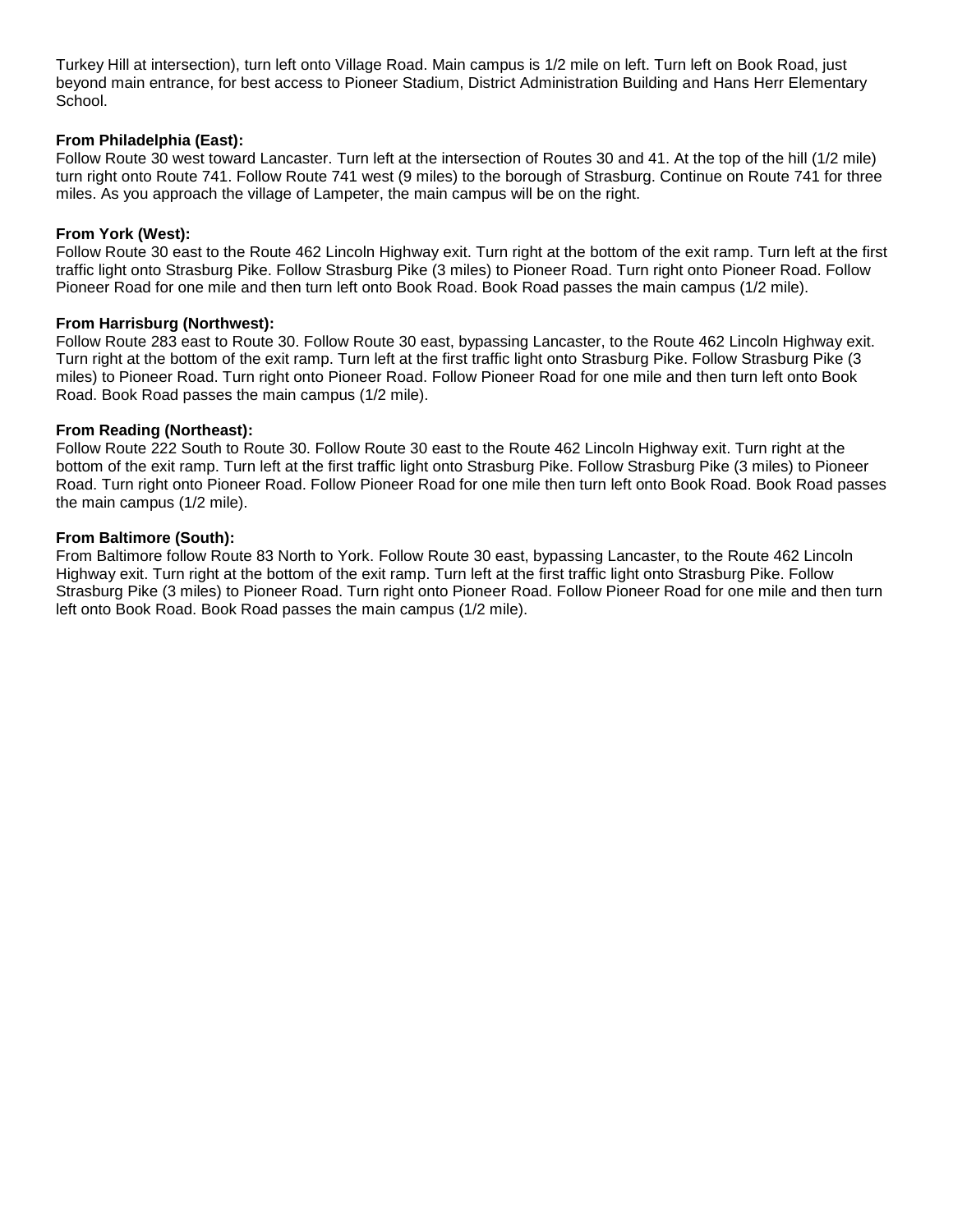Turkey Hill at intersection), turn left onto Village Road. Main campus is 1/2 mile on left. Turn left on Book Road, just beyond main entrance, for best access to Pioneer Stadium, District Administration Building and Hans Herr Elementary School.

**From Philadelphia (East):**
Follow Route 30 west toward Lancaster. Turn left at the intersection of Routes 30 and 41. At the top of the hill (1/2 mile) turn right onto Route 741. Follow Route 741 west (9 miles) to the borough of Strasburg. Continue on Route 741 for three miles. As you approach the village of Lampeter, the main campus will be on the right.

**From York (West):**
Follow Route 30 east to the Route 462 Lincoln Highway exit. Turn right at the bottom of the exit ramp. Turn left at the first traffic light onto Strasburg Pike. Follow Strasburg Pike (3 miles) to Pioneer Road. Turn right onto Pioneer Road. Follow Pioneer Road for one mile and then turn left onto Book Road. Book Road passes the main campus (1/2 mile).

**From Harrisburg (Northwest):**
Follow Route 283 east to Route 30. Follow Route 30 east, bypassing Lancaster, to the Route 462 Lincoln Highway exit. Turn right at the bottom of the exit ramp. Turn left at the first traffic light onto Strasburg Pike. Follow Strasburg Pike (3 miles) to Pioneer Road. Turn right onto Pioneer Road. Follow Pioneer Road for one mile and then turn left onto Book Road. Book Road passes the main campus (1/2 mile).

**From Reading (Northeast):**
Follow Route 222 South to Route 30. Follow Route 30 east to the Route 462 Lincoln Highway exit. Turn right at the bottom of the exit ramp. Turn left at the first traffic light onto Strasburg Pike. Follow Strasburg Pike (3 miles) to Pioneer Road. Turn right onto Pioneer Road. Follow Pioneer Road for one mile then turn left onto Book Road. Book Road passes the main campus (1/2 mile).

**From Baltimore (South):**
From Baltimore follow Route 83 North to York. Follow Route 30 east, bypassing Lancaster, to the Route 462 Lincoln Highway exit. Turn right at the bottom of the exit ramp. Turn left at the first traffic light onto Strasburg Pike. Follow Strasburg Pike (3 miles) to Pioneer Road. Turn right onto Pioneer Road. Follow Pioneer Road for one mile and then turn left onto Book Road. Book Road passes the main campus (1/2 mile).